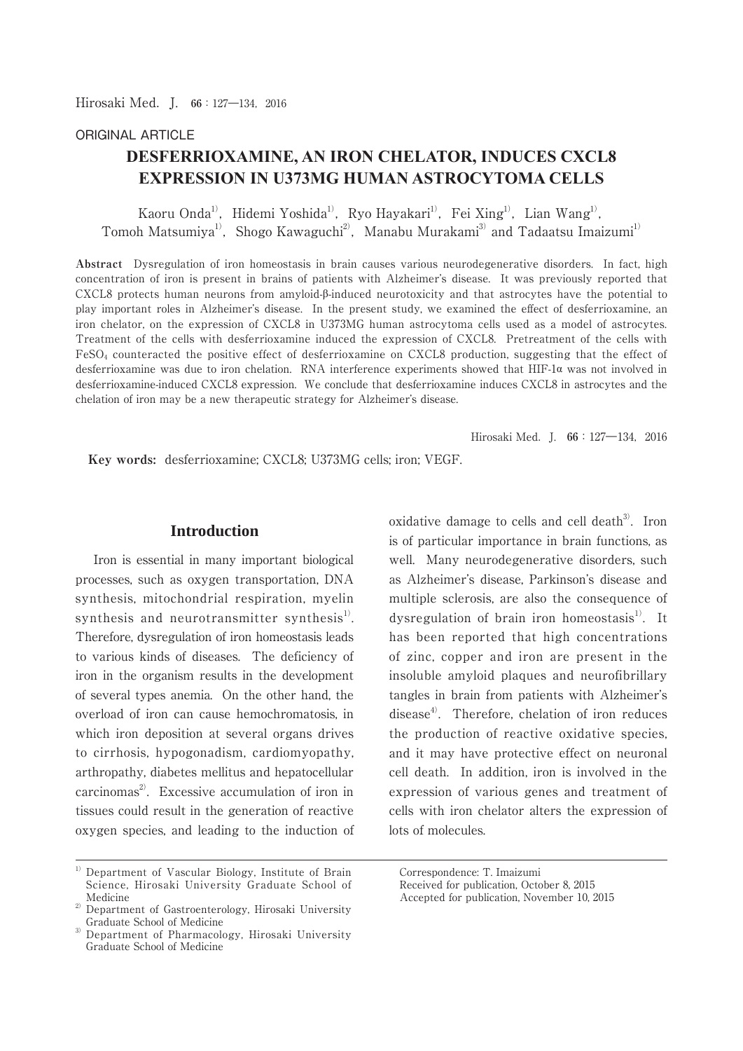ORIGINAL ARTICLE

# DESFERRIOXAMINE, AN IRON CHELATOR, INDUCES CXCL8 EXPRESSION IN U373MG HUMAN ASTROCYTOMA CELLS

Kaoru Onda[1], Hidemi Yoshida[1], Ryo Hayakari[1], Fei Xing[1], Lian Wang[1], Tomoh Matsumiya[1], Shogo Kawaguchi[2], Manabu Murakami[3] and Tadaatsu Imaizumi[1]

**Abstract** Dysregulation of iron homeostasis in brain causes various neurodegenerative disorders. In fact, high concentration of iron is present in brains of patients with Alzheimer's disease. It was previously reported that CXCL8 protects human neurons from amyloid-β-induced neurotoxicity and that astrocytes have the potential to play important roles in Alzheimer's disease. In the present study, we examined the effect of desferrioxamine, an iron chelator, on the expression of CXCL8 in U373MG human astrocytoma cells used as a model of astrocytes. Treatment of the cells with desferrioxamine induced the expression of CXCL8. Pretreatment of the cells with $FeSO_4$ counteracted the positive effect of desferrioxamine on CXCL8 production, suggesting that the effect of desferrioxamine was due to iron chelation. RNA interference experiments showed that HIF-1α was not involved in desferrioxamine-induced CXCL8 expression. We conclude that desferrioxamine induces CXCL8 in astrocytes and the chelation of iron may be a new therapeutic strategy for Alzheimer's disease.

**Key words:** desferrioxamine; CXCL8; U373MG cells; iron; VEGF.

## Introduction

Iron is essential in many important biological processes, such as oxygen transportation, DNA synthesis, mitochondrial respiration, myelin synthesis and neurotransmitter synthesis[1]. Therefore, dysregulation of iron homeostasis leads to various kinds of diseases. The deficiency of iron in the organism results in the development of several types anemia. On the other hand, the overload of iron can cause hemochromatosis, in which iron deposition at several organs drives to cirrhosis, hypogonadism, cardiomyopathy, arthropathy, diabetes mellitus and hepatocellular carcinomas[2]. Excessive accumulation of iron in tissues could result in the generation of reactive oxygen species, and leading to the induction of oxidative damage to cells and cell death[3]. Iron is of particular importance in brain functions, as well. Many neurodegenerative disorders, such as Alzheimer's disease, Parkinson's disease and multiple sclerosis, are also the consequence of dysregulation of brain iron homeostasis[1]. It has been reported that high concentrations of zinc, copper and iron are present in the insoluble amyloid plaques and neurofibrillary tangles in brain from patients with Alzheimer's disease[4]. Therefore, chelation of iron reduces the production of reactive oxidative species, and it may have protective effect on neuronal cell death. In addition, iron is involved in the expression of various genes and treatment of cells with iron chelator alters the expression of lots of molecules.

---

[1] Department of Vascular Biology, Institute of Brain Science, Hirosaki University Graduate School of Medicine

[2] Department of Gastroenterology, Hirosaki University Graduate School of Medicine

[3] Department of Pharmacology, Hirosaki University Graduate School of Medicine

Correspondence: T. Imaizumi
Received for publication, October 8, 2015
Accepted for publication, November 10, 2015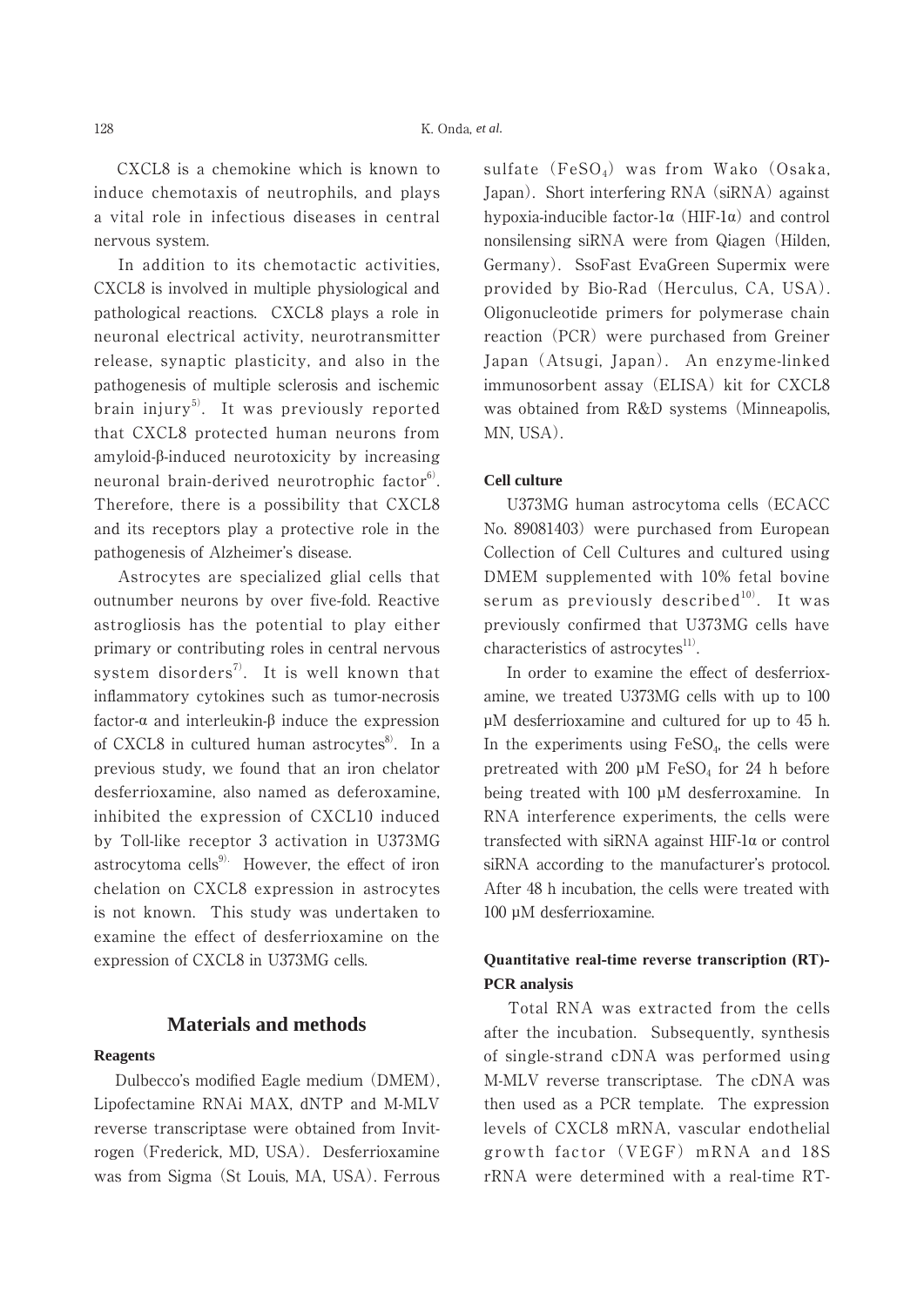CXCL8 is a chemokine which is known to induce chemotaxis of neutrophils, and plays a vital role in infectious diseases in central nervous system.

In addition to its chemotactic activities, CXCL8 is involved in multiple physiological and pathological reactions. CXCL8 plays a role in neuronal electrical activity, neurotransmitter release, synaptic plasticity, and also in the pathogenesis of multiple sclerosis and ischemic brain injury[5]. It was previously reported that CXCL8 protected human neurons from amyloid-β-induced neurotoxicity by increasing neuronal brain-derived neurotrophic factor[6]. Therefore, there is a possibility that CXCL8 and its receptors play a protective role in the pathogenesis of Alzheimer's disease.

Astrocytes are specialized glial cells that outnumber neurons by over five-fold. Reactive astrogliosis has the potential to play either primary or contributing roles in central nervous system disorders[7]. It is well known that inflammatory cytokines such as tumor-necrosis factor-α and interleukin-β induce the expression of CXCL8 in cultured human astrocytes[8]. In a previous study, we found that an iron chelator desferrioxamine, also named as deferoxamine, inhibited the expression of CXCL10 induced by Toll-like receptor 3 activation in U373MG astrocytoma cells[9]. However, the effect of iron chelation on CXCL8 expression in astrocytes is not known. This study was undertaken to examine the effect of desferrioxamine on the expression of CXCL8 in U373MG cells.

## Materials and methods

### Reagents

Dulbecco's modified Eagle medium (DMEM), Lipofectamine RNAi MAX, dNTP and M-MLV reverse transcriptase were obtained from Invitrogen (Frederick, MD, USA). Desferrioxamine was from Sigma (St Louis, MA, USA). Ferrous sulfate ($FeSO_4$) was from Wako (Osaka, Japan). Short interfering RNA (siRNA) against hypoxia-inducible factor-1α (HIF-1α) and control nonsilensing siRNA were from Qiagen (Hilden, Germany). SsoFast EvaGreen Supermix were provided by Bio-Rad (Herculus, CA, USA). Oligonucleotide primers for polymerase chain reaction (PCR) were purchased from Greiner Japan (Atsugi, Japan). An enzyme-linked immunosorbent assay (ELISA) kit for CXCL8 was obtained from R&D systems (Minneapolis, MN, USA).

### Cell culture

U373MG human astrocytoma cells (ECACC No. 89081403) were purchased from European Collection of Cell Cultures and cultured using DMEM supplemented with 10% fetal bovine serum as previously described[10]. It was previously confirmed that U373MG cells have characteristics of astrocytes[11].

In order to examine the effect of desferrioxamine, we treated U373MG cells with up to 100 μM desferrioxamine and cultured for up to 45 h. In the experiments using $FeSO_4$, the cells were pretreated with 200 μM $FeSO_4$ for 24 h before being treated with 100 μM desferroxamine. In RNA interference experiments, the cells were transfected with siRNA against HIF-1α or control siRNA according to the manufacturer's protocol. After 48 h incubation, the cells were treated with 100 μM desferrioxamine.

### Quantitative real-time reverse transcription (RT)-PCR analysis

Total RNA was extracted from the cells after the incubation. Subsequently, synthesis of single-strand cDNA was performed using M-MLV reverse transcriptase. The cDNA was then used as a PCR template. The expression levels of CXCL8 mRNA, vascular endothelial growth factor (VEGF) mRNA and 18S rRNA were determined with a real-time RT-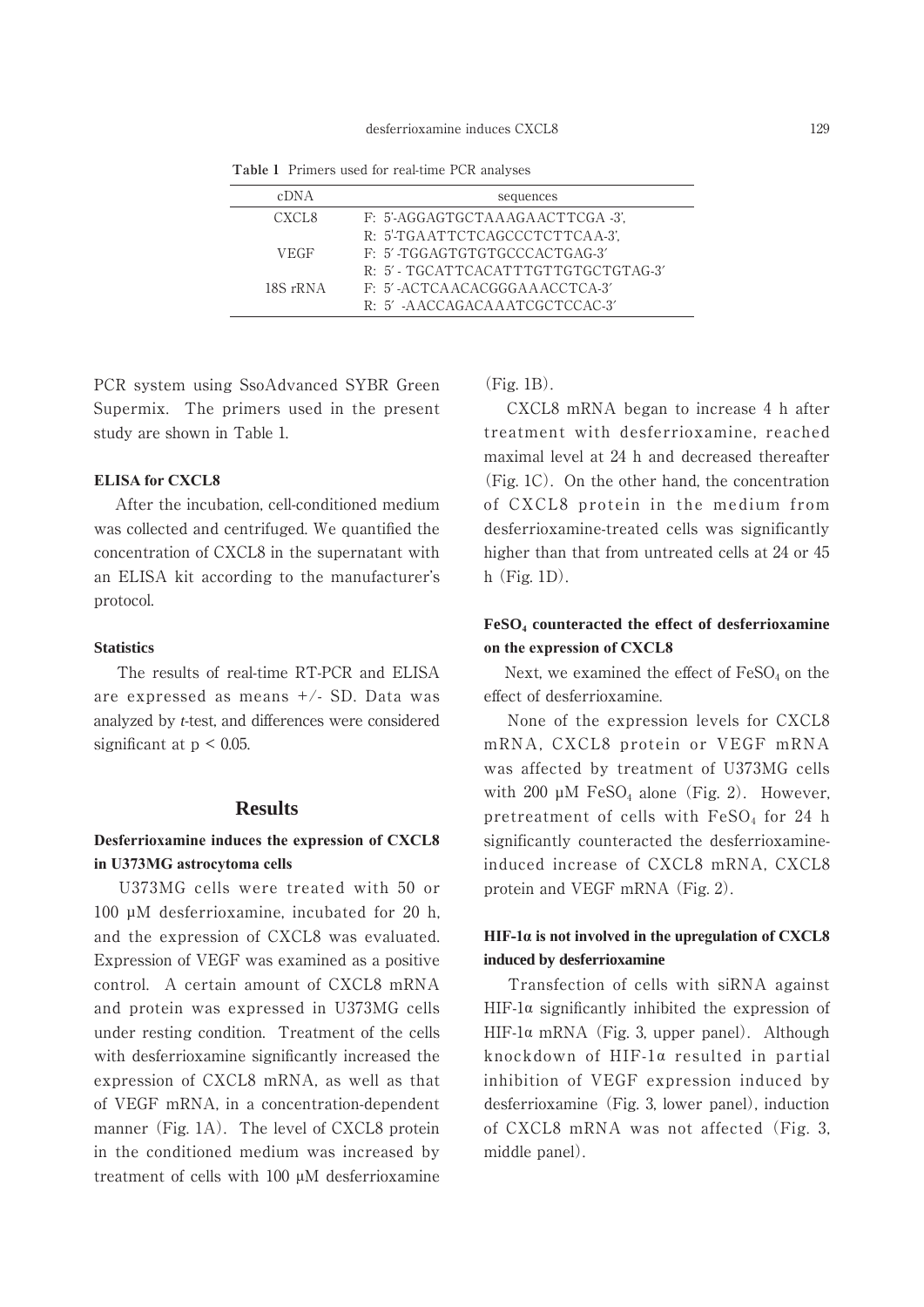**Table 1** Primers used for real-time PCR analyses

| cDNA | sequences |
|---|---|
| CXCL8 | F: 5'-AGGAGTGCTAAAGAACTTCGA -3', |
| | R: 5'-TGAATTCTCAGCCCTCTTCAA-3', |
| VEGF | F: 5′-TGGAGTGTGTGCCCACTGAG-3′ |
| | R: 5′- TGCATTCACATTTGTTGTGCTGTAG-3′ |
| 18S rRNA | F: 5′-ACTCAACACGGGAAACCTCA-3′ |
| | R: 5′ -AACCAGACAAATCGCTCCAC-3′ |

PCR system using SsoAdvanced SYBR Green Supermix. The primers used in the present study are shown in Table 1.

### ELISA for CXCL8

After the incubation, cell-conditioned medium was collected and centrifuged. We quantified the concentration of CXCL8 in the supernatant with an ELISA kit according to the manufacturer's protocol.

### Statistics

The results of real-time RT-PCR and ELISA are expressed as means +/- SD. Data was analyzed by *t*-test, and differences were considered significant at $p < 0.05$.

## Results

### Desferrioxamine induces the expression of CXCL8 in U373MG astrocytoma cells

U373MG cells were treated with 50 or 100 μM desferrioxamine, incubated for 20 h, and the expression of CXCL8 was evaluated. Expression of VEGF was examined as a positive control. A certain amount of CXCL8 mRNA and protein was expressed in U373MG cells under resting condition. Treatment of the cells with desferrioxamine significantly increased the expression of CXCL8 mRNA, as well as that of VEGF mRNA, in a concentration-dependent manner (Fig. 1A). The level of CXCL8 protein in the conditioned medium was increased by treatment of cells with 100 μM desferrioxamine (Fig. 1B).

CXCL8 mRNA began to increase 4 h after treatment with desferrioxamine, reached maximal level at 24 h and decreased thereafter (Fig. 1C). On the other hand, the concentration of CXCL8 protein in the medium from desferrioxamine-treated cells was significantly higher than that from untreated cells at 24 or 45 h (Fig. 1D).

### $FeSO_4$ counteracted the effect of desferrioxamine on the expression of CXCL8

Next, we examined the effect of $FeSO_4$ on the effect of desferrioxamine.

None of the expression levels for CXCL8 mRNA, CXCL8 protein or VEGF mRNA was affected by treatment of U373MG cells with 200 μM $FeSO_4$ alone (Fig. 2). However, pretreatment of cells with $FeSO_4$ for 24 h significantly counteracted the desferrioxamine-induced increase of CXCL8 mRNA, CXCL8 protein and VEGF mRNA (Fig. 2).

### HIF-1α is not involved in the upregulation of CXCL8 induced by desferrioxamine

Transfection of cells with siRNA against HIF-1α significantly inhibited the expression of HIF-1α mRNA (Fig. 3, upper panel). Although knockdown of HIF-1α resulted in partial inhibition of VEGF expression induced by desferrioxamine (Fig. 3, lower panel), induction of CXCL8 mRNA was not affected (Fig. 3, middle panel).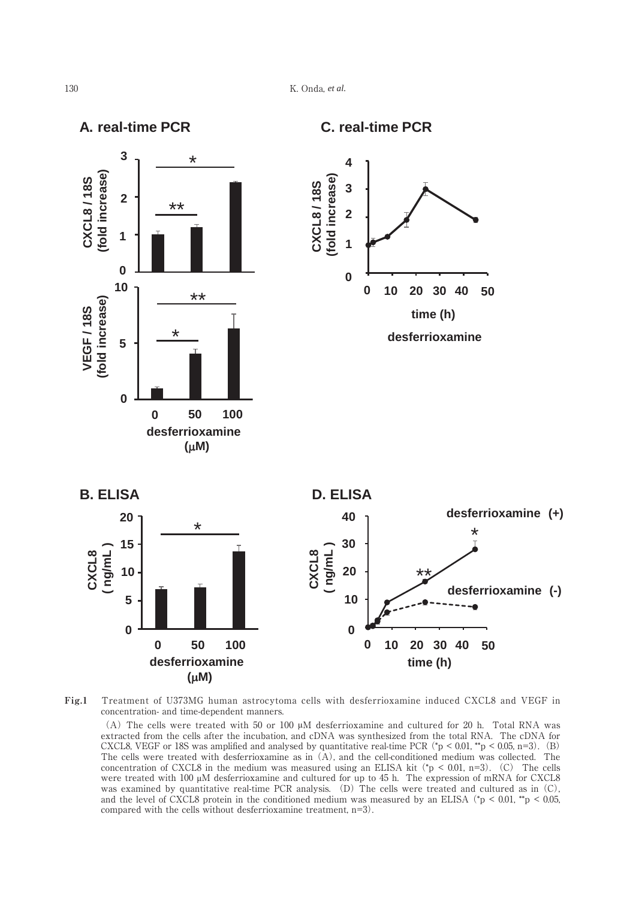**Fig.1** Treatment of U373MG human astrocytoma cells with desferrioxamine induced CXCL8 and VEGF in concentration- and time-dependent manners.

(A) The cells were treated with 50 or 100 μM desferrioxamine and cultured for 20 h. Total RNA was extracted from the cells after the incubation, and cDNA was synthesized from the total RNA. The cDNA for CXCL8, VEGF or 18S was amplified and analysed by quantitative real-time PCR (*$p < 0.01$, **$p < 0.05$, n=3). (B) The cells were treated with desferrioxamine as in (A), and the cell-conditioned medium was collected. The concentration of CXCL8 in the medium was measured using an ELISA kit (*$p < 0.01$, n=3). (C) The cells were treated with 100 μM desferrioxamine and cultured for up to 45 h. The expression of mRNA for CXCL8 was examined by quantitative real-time PCR analysis. (D) The cells were treated and cultured as in (C), and the level of CXCL8 protein in the conditioned medium was measured by an ELISA (*$p < 0.01$, **$p < 0.05$, compared with the cells without desferrioxamine treatment, n=3).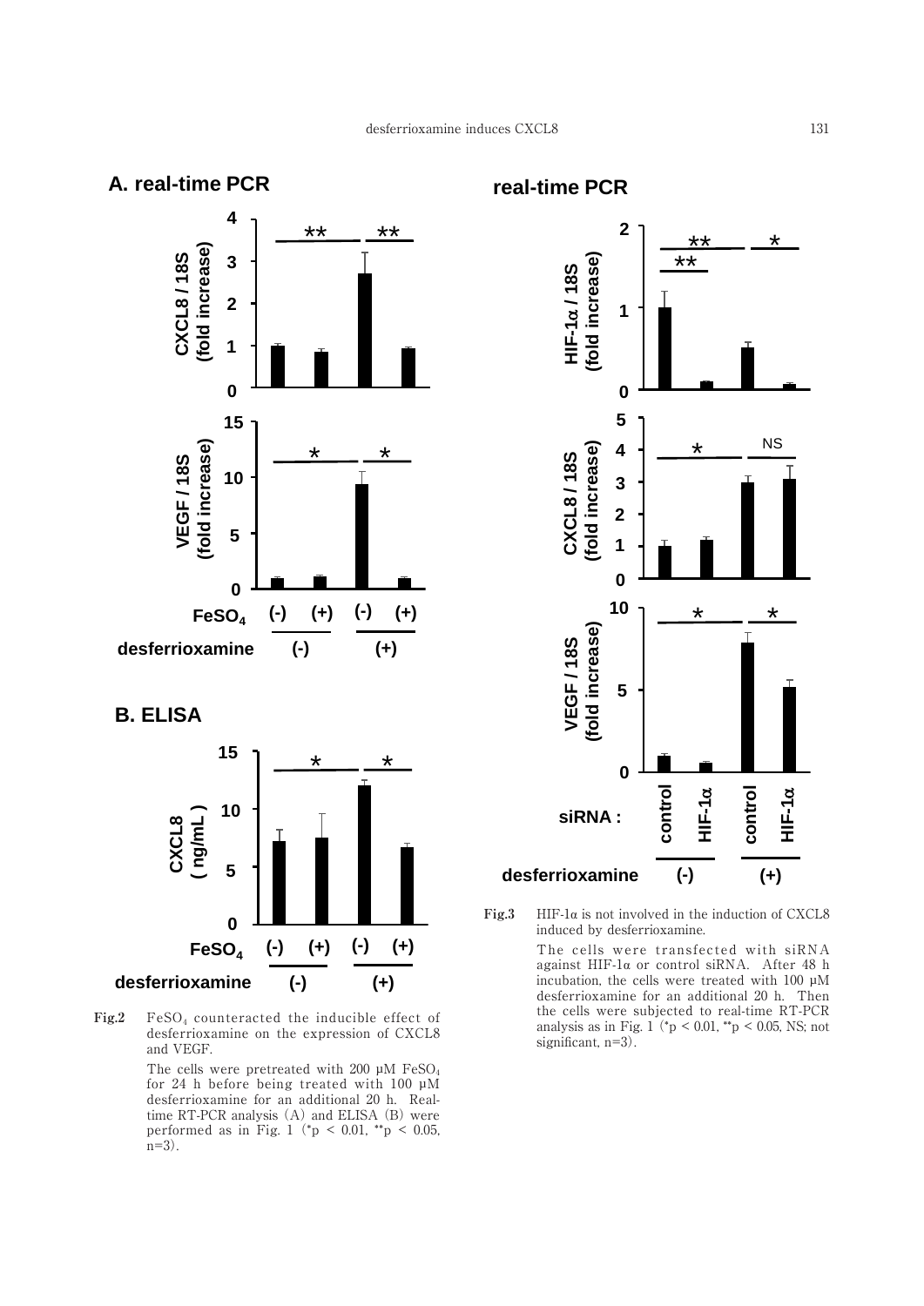**Fig.2** $FeSO_4$ counteracted the inducible effect of desferrioxamine on the expression of CXCL8 and VEGF.

The cells were pretreated with 200 μM $FeSO_4$ for 24 h before being treated with 100 μM desferrioxamine for an additional 20 h. Real-time RT-PCR analysis (A) and ELISA (B) were performed as in Fig. 1 (*$p < 0.01$, **$p < 0.05$, n=3).

**Fig.3** HIF-1α is not involved in the induction of CXCL8 induced by desferrioxamine.

The cells were transfected with siRNA against HIF-1α or control siRNA. After 48 h incubation, the cells were treated with 100 μM desferrioxamine for an additional 20 h. Then the cells were subjected to real-time RT-PCR analysis as in Fig. 1 (*$p < 0.01$, **$p < 0.05$, NS; not significant, n=3).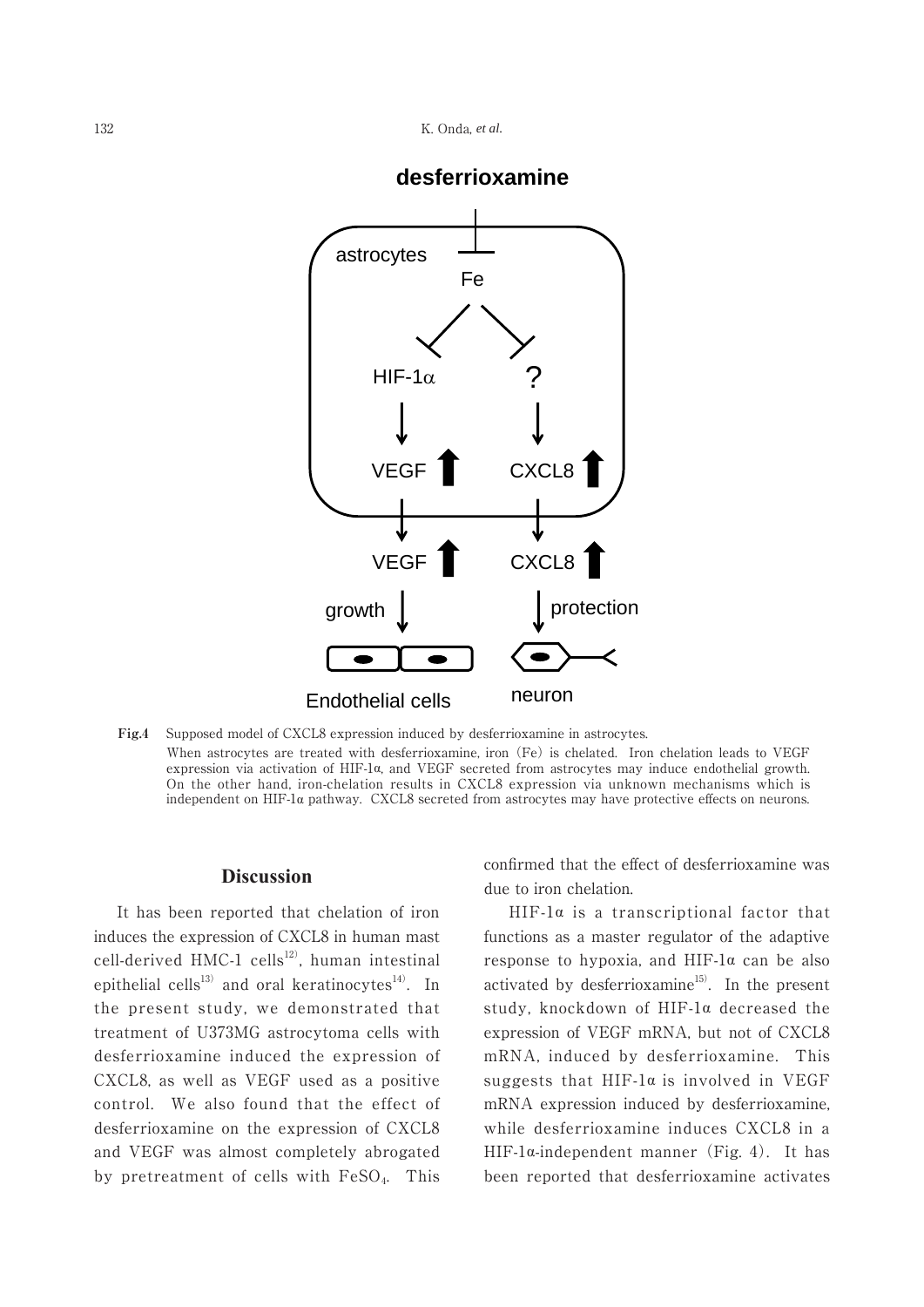Fig.4 Supposed model of CXCL8 expression induced by desferrioxamine in astrocytes.
When astrocytes are treated with desferrioxamine, iron (Fe) is chelated. Iron chelation leads to VEGF expression via activation of HIF-1α, and VEGF secreted from astrocytes may induce endothelial growth. On the other hand, iron-chelation results in CXCL8 expression via unknown mechanisms which is independent on HIF-1α pathway. CXCL8 secreted from astrocytes may have protective effects on neurons.

## Discussion

It has been reported that chelation of iron induces the expression of CXCL8 in human mast cell-derived HMC-1 cells[12], human intestinal epithelial cells[13] and oral keratinocytes[14]. In the present study, we demonstrated that treatment of U373MG astrocytoma cells with desferrioxamine induced the expression of CXCL8, as well as VEGF used as a positive control. We also found that the effect of desferrioxamine on the expression of CXCL8 and VEGF was almost completely abrogated by pretreatment of cells with $FeSO_4$. This confirmed that the effect of desferrioxamine was due to iron chelation.

HIF-1α is a transcriptional factor that functions as a master regulator of the adaptive response to hypoxia, and HIF-1α can be also activated by desferrioxamine[15]. In the present study, knockdown of HIF-1α decreased the expression of VEGF mRNA, but not of CXCL8 mRNA, induced by desferrioxamine. This suggests that HIF-1α is involved in VEGF mRNA expression induced by desferrioxamine, while desferrioxamine induces CXCL8 in a HIF-1α-independent manner (Fig. 4). It has been reported that desferrioxamine activates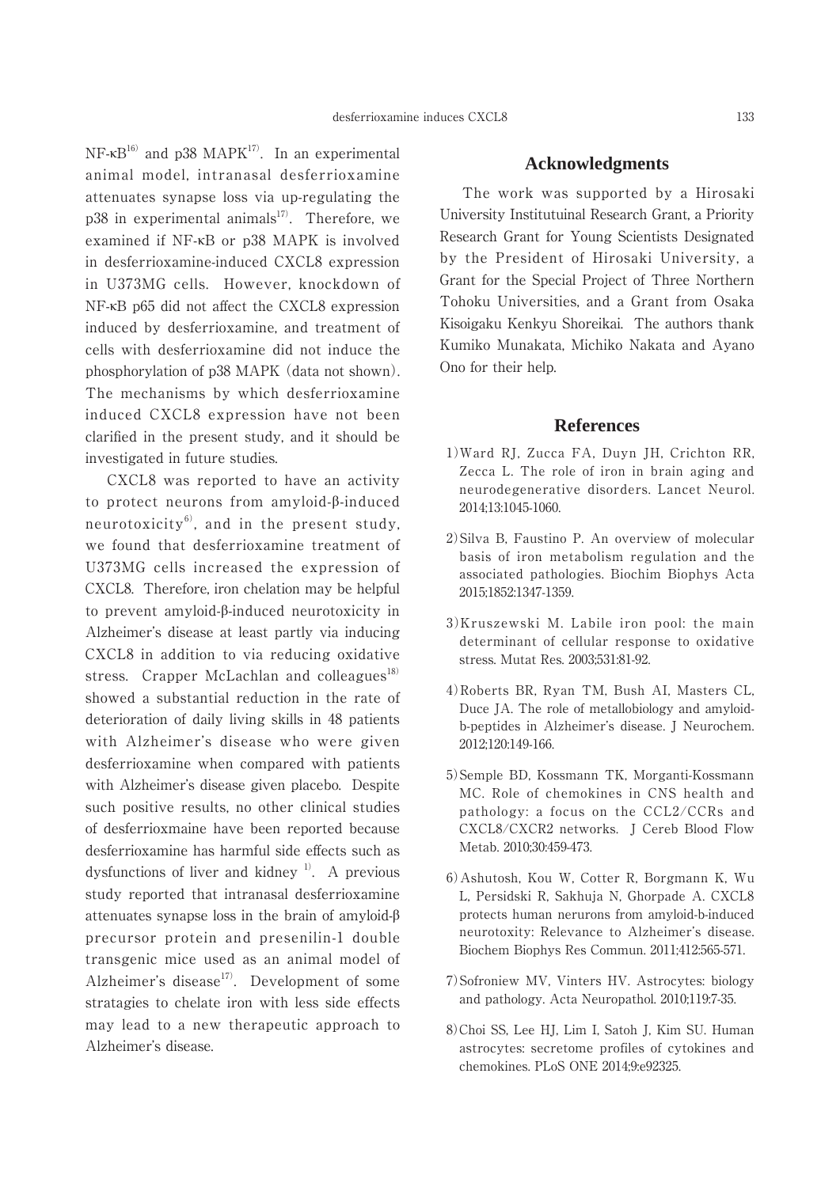NF-κB[16] and p38 MAPK[17]. In an experimental animal model, intranasal desferrioxamine attenuates synapse loss via up-regulating the p38 in experimental animals[17]. Therefore, we examined if NF-κB or p38 MAPK is involved in desferrioxamine-induced CXCL8 expression in U373MG cells. However, knockdown of NF-κB p65 did not affect the CXCL8 expression induced by desferrioxamine, and treatment of cells with desferrioxamine did not induce the phosphorylation of p38 MAPK (data not shown). The mechanisms by which desferrioxamine induced CXCL8 expression have not been clarified in the present study, and it should be investigated in future studies.

CXCL8 was reported to have an activity to protect neurons from amyloid-β-induced neurotoxicity[6], and in the present study, we found that desferrioxamine treatment of U373MG cells increased the expression of CXCL8. Therefore, iron chelation may be helpful to prevent amyloid-β-induced neurotoxicity in Alzheimer's disease at least partly via inducing CXCL8 in addition to via reducing oxidative stress. Crapper McLachlan and colleagues[18] showed a substantial reduction in the rate of deterioration of daily living skills in 48 patients with Alzheimer's disease who were given desferrioxamine when compared with patients with Alzheimer's disease given placebo. Despite such positive results, no other clinical studies of desferrioxmaine have been reported because desferrioxamine has harmful side effects such as dysfunctions of liver and kidney [1]. A previous study reported that intranasal desferrioxamine attenuates synapse loss in the brain of amyloid-β precursor protein and presenilin-1 double transgenic mice used as an animal model of Alzheimer's disease[17]. Development of some stratagies to chelate iron with less side effects may lead to a new therapeutic approach to Alzheimer's disease.

## Acknowledgments

The work was supported by a Hirosaki University Institutuinal Research Grant, a Priority Research Grant for Young Scientists Designated by the President of Hirosaki University, a Grant for the Special Project of Three Northern Tohoku Universities, and a Grant from Osaka Kisoigaku Kenkyu Shoreikai. The authors thank Kumiko Munakata, Michiko Nakata and Ayano Ono for their help.

## References

1) Ward RJ, Zucca FA, Duyn JH, Crichton RR, Zecca L. The role of iron in brain aging and neurodegenerative disorders. Lancet Neurol. 2014;13:1045-1060.

2) Silva B, Faustino P. An overview of molecular basis of iron metabolism regulation and the associated pathologies. Biochim Biophys Acta 2015;1852:1347-1359.

3) Kruszewski M. Labile iron pool: the main determinant of cellular response to oxidative stress. Mutat Res. 2003;531:81-92.

4) Roberts BR, Ryan TM, Bush AI, Masters CL, Duce JA. The role of metallobiology and amyloid-b-peptides in Alzheimer's disease. J Neurochem. 2012;120:149-166.

5) Semple BD, Kossmann TK, Morganti-Kossmann MC. Role of chemokines in CNS health and pathology: a focus on the CCL2/CCRs and CXCL8/CXCR2 networks. J Cereb Blood Flow Metab. 2010;30:459-473.

6) Ashutosh, Kou W, Cotter R, Borgmann K, Wu L, Persidski R, Sakhuja N, Ghorpade A. CXCL8 protects human nerurons from amyloid-b-induced neurotoxity: Relevance to Alzheimer's disease. Biochem Biophys Res Commun. 2011;412:565-571.

7) Sofroniew MV, Vinters HV. Astrocytes: biology and pathology. Acta Neuropathol. 2010;119:7-35.

8) Choi SS, Lee HJ, Lim I, Satoh J, Kim SU. Human astrocytes: secretome profiles of cytokines and chemokines. PLoS ONE 2014;9:e92325.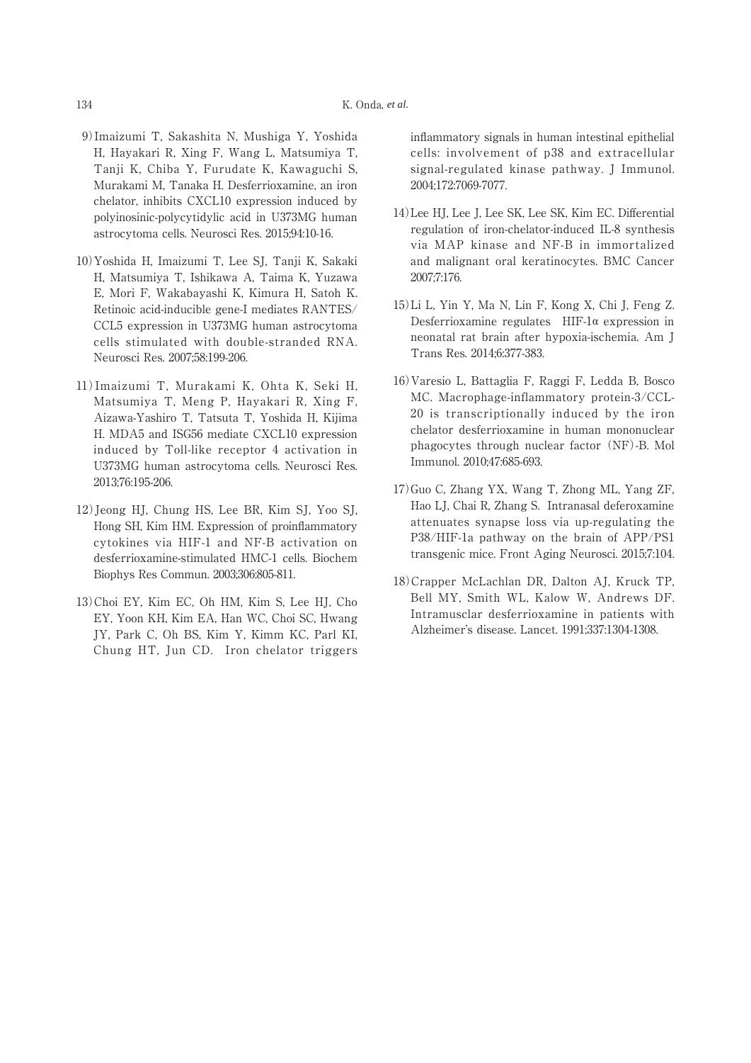9) Imaizumi T, Sakashita N, Mushiga Y, Yoshida H, Hayakari R, Xing F, Wang L, Matsumiya T, Tanji K, Chiba Y, Furudate K, Kawaguchi S, Murakami M, Tanaka H. Desferrioxamine, an iron chelator, inhibits CXCL10 expression induced by polyinosinic-polycytidylic acid in U373MG human astrocytoma cells. Neurosci Res. 2015;94:10-16.

10) Yoshida H, Imaizumi T, Lee SJ, Tanji K, Sakaki H, Matsumiya T, Ishikawa A, Taima K, Yuzawa E, Mori F, Wakabayashi K, Kimura H, Satoh K. Retinoic acid-inducible gene-I mediates RANTES/CCL5 expression in U373MG human astrocytoma cells stimulated with double-stranded RNA. Neurosci Res. 2007;58:199-206.

11) Imaizumi T, Murakami K, Ohta K, Seki H, Matsumiya T, Meng P, Hayakari R, Xing F, Aizawa-Yashiro T, Tatsuta T, Yoshida H, Kijima H. MDA5 and ISG56 mediate CXCL10 expression induced by Toll-like receptor 4 activation in U373MG human astrocytoma cells. Neurosci Res. 2013;76:195-206.

12) Jeong HJ, Chung HS, Lee BR, Kim SJ, Yoo SJ, Hong SH, Kim HM. Expression of proinflammatory cytokines via HIF-1 and NF-B activation on desferrioxamine-stimulated HMC-1 cells. Biochem Biophys Res Commun. 2003;306:805-811.

13) Choi EY, Kim EC, Oh HM, Kim S, Lee HJ, Cho EY, Yoon KH, Kim EA, Han WC, Choi SC, Hwang JY, Park C, Oh BS, Kim Y, Kimm KC, Parl KI, Chung HT, Jun CD. Iron chelator triggers inflammatory signals in human intestinal epithelial cells: involvement of p38 and extracellular signal-regulated kinase pathway. J Immunol. 2004;172:7069-7077.

14) Lee HJ, Lee J, Lee SK, Lee SK, Kim EC. Differential regulation of iron-chelator-induced IL-8 synthesis via MAP kinase and NF-B in immortalized and malignant oral keratinocytes. BMC Cancer 2007;7:176.

15) Li L, Yin Y, Ma N, Lin F, Kong X, Chi J, Feng Z. Desferrioxamine regulates HIF-1α expression in neonatal rat brain after hypoxia-ischemia. Am J Trans Res. 2014;6:377-383.

16) Varesio L, Battaglia F, Raggi F, Ledda B, Bosco MC. Macrophage-inflammatory protein-3/CCL-20 is transcriptionally induced by the iron chelator desferrioxamine in human mononuclear phagocytes through nuclear factor (NF)-B. Mol Immunol. 2010;47:685-693.

17) Guo C, Zhang YX, Wang T, Zhong ML, Yang ZF, Hao LJ, Chai R, Zhang S. Intranasal deferoxamine attenuates synapse loss via up-regulating the P38/HIF-1a pathway on the brain of APP/PS1 transgenic mice. Front Aging Neurosci. 2015;7:104.

18) Crapper McLachlan DR, Dalton AJ, Kruck TP, Bell MY, Smith WL, Kalow W, Andrews DF. Intramusclar desferrioxamine in patients with Alzheimer's disease. Lancet. 1991;337:1304-1308.